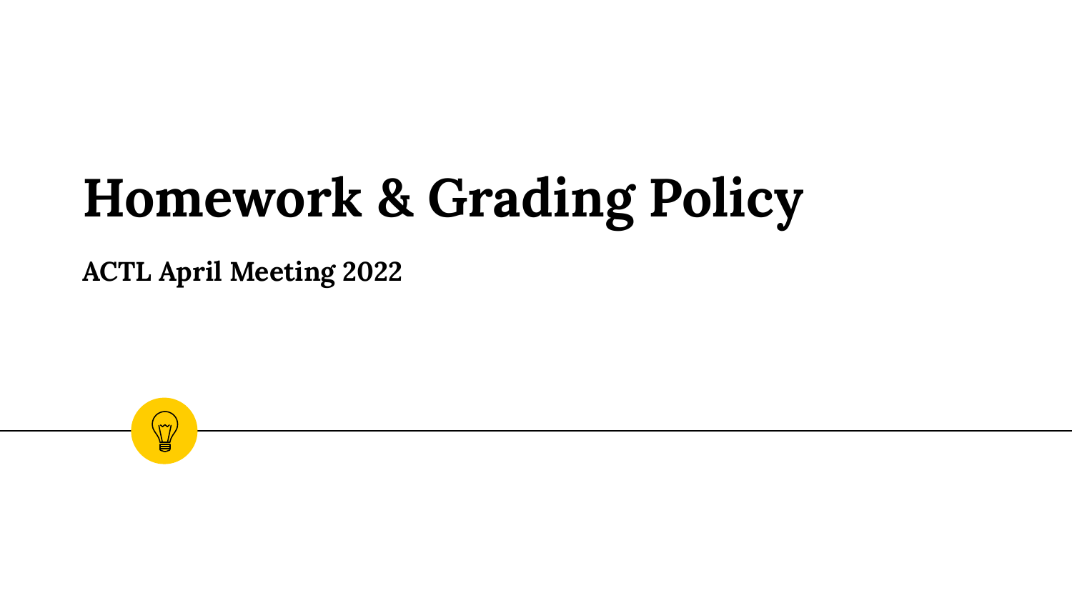# Homework & Grading Policy

**ACTL April Meeting 2022**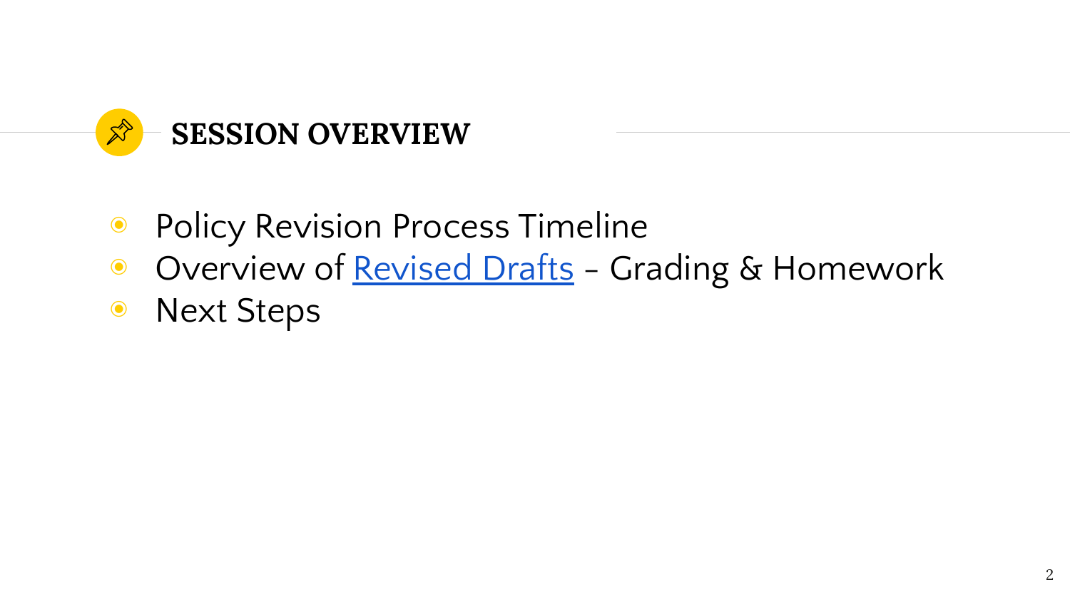## SESSION OVERVIEW

- Policy Revision Process Timeline
- Overview of Revised Drafts – Grading & Homework
- Next Steps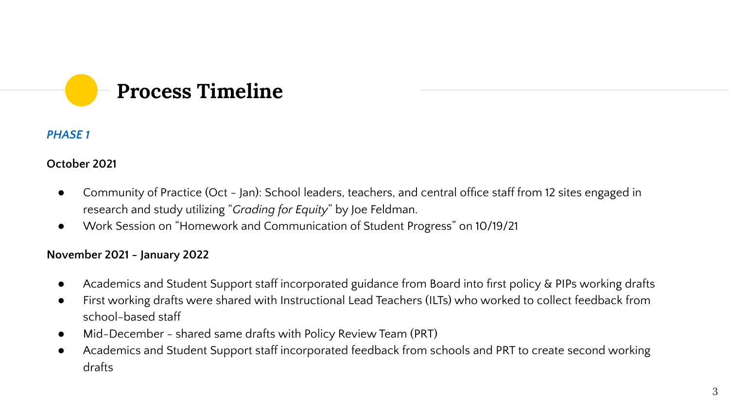# Process Timeline

*PHASE 1*

**October 2021**

- Community of Practice (Oct - Jan): School leaders, teachers, and central office staff from 12 sites engaged in research and study utilizing "*Grading for Equity*" by Joe Feldman.
- Work Session on "Homework and Communication of Student Progress" on 10/19/21

**November 2021 - January 2022**

- Academics and Student Support staff incorporated guidance from Board into first policy & PIPs working drafts
- First working drafts were shared with Instructional Lead Teachers (ILTs) who worked to collect feedback from school-based staff
- Mid-December - shared same drafts with Policy Review Team (PRT)
- Academics and Student Support staff incorporated feedback from schools and PRT to create second working drafts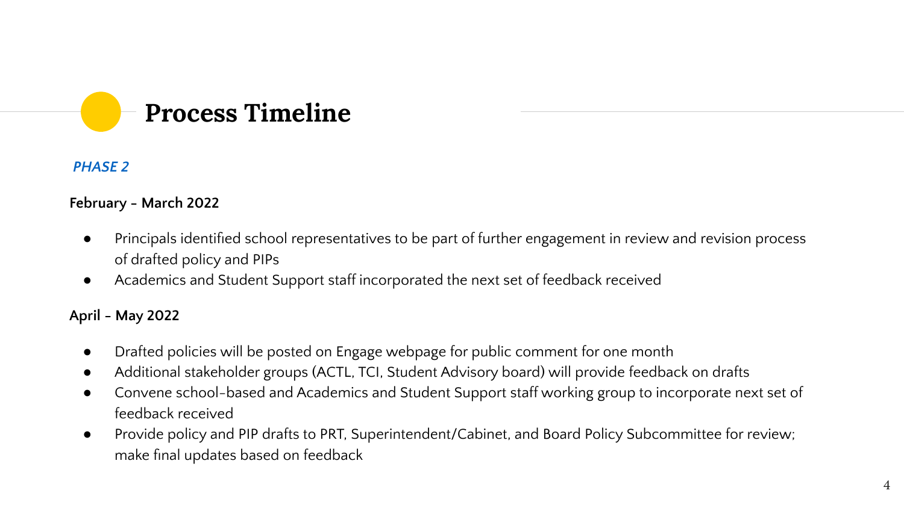# Process Timeline

*PHASE 2*

**February - March 2022**

- Principals identified school representatives to be part of further engagement in review and revision process of drafted policy and PIPs
- Academics and Student Support staff incorporated the next set of feedback received

**April - May 2022**

- Drafted policies will be posted on Engage webpage for public comment for one month
- Additional stakeholder groups (ACTL, TCI, Student Advisory board) will provide feedback on drafts
- Convene school-based and Academics and Student Support staff working group to incorporate next set of feedback received
- Provide policy and PIP drafts to PRT, Superintendent/Cabinet, and Board Policy Subcommittee for review; make final updates based on feedback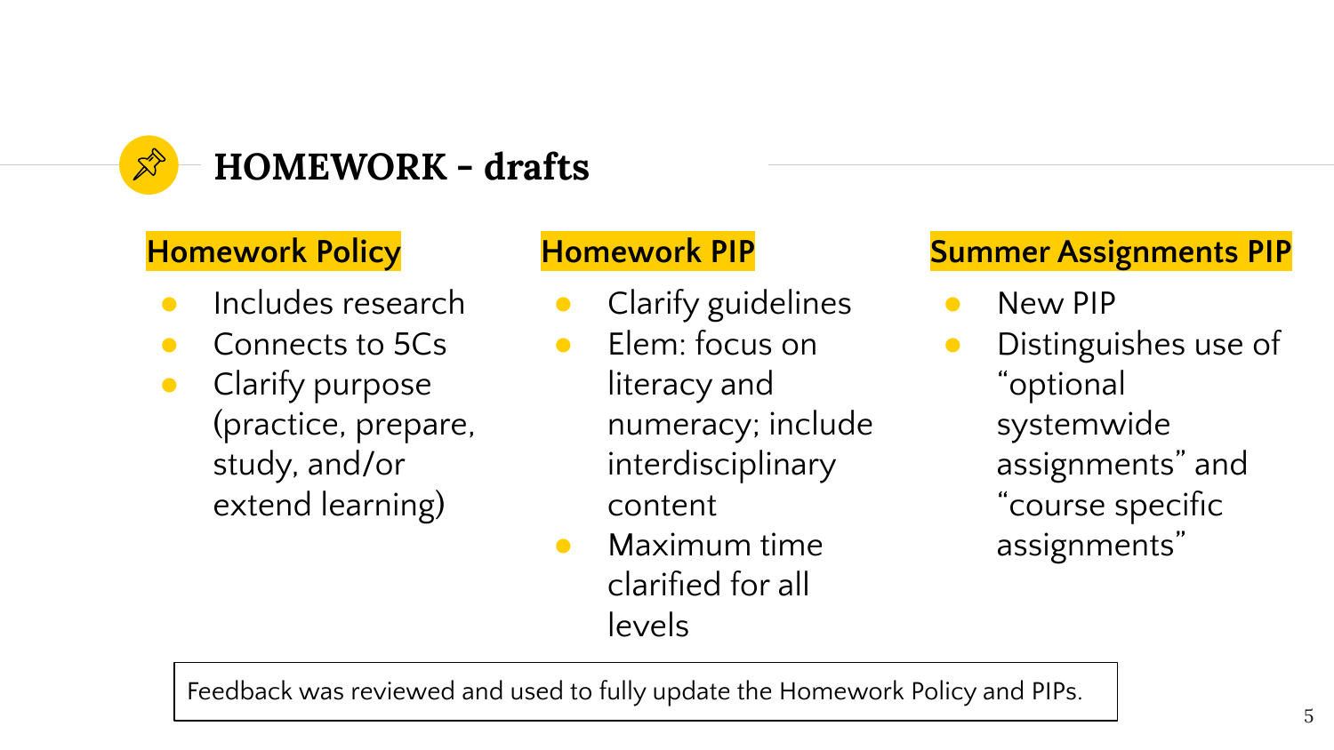# HOMEWORK - drafts

## Homework Policy

- Includes research
- Connects to 5Cs
- Clarify purpose (practice, prepare, study, and/or extend learning)

## Homework PIP

- Clarify guidelines
- Elem: focus on literacy and numeracy; include interdisciplinary content
- Maximum time clarified for all levels

## Summer Assignments PIP

- New PIP
- Distinguishes use of "optional systemwide assignments" and "course specific assignments"

Feedback was reviewed and used to fully update the Homework Policy and PIPs.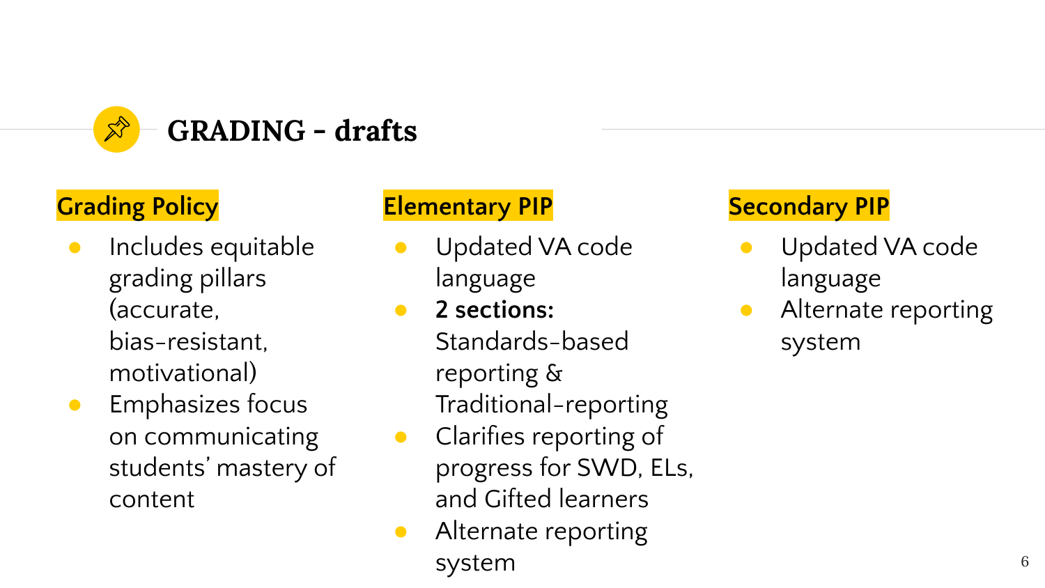# GRADING - drafts

## Grading Policy

- Includes equitable grading pillars (accurate, bias-resistant, motivational)
- Emphasizes focus on communicating students' mastery of content

## Elementary PIP

- Updated VA code language
- **2 sections:** Standards-based reporting & Traditional-reporting
- Clarifies reporting of progress for SWD, ELs, and Gifted learners
- Alternate reporting system

## Secondary PIP

- Updated VA code language
- Alternate reporting system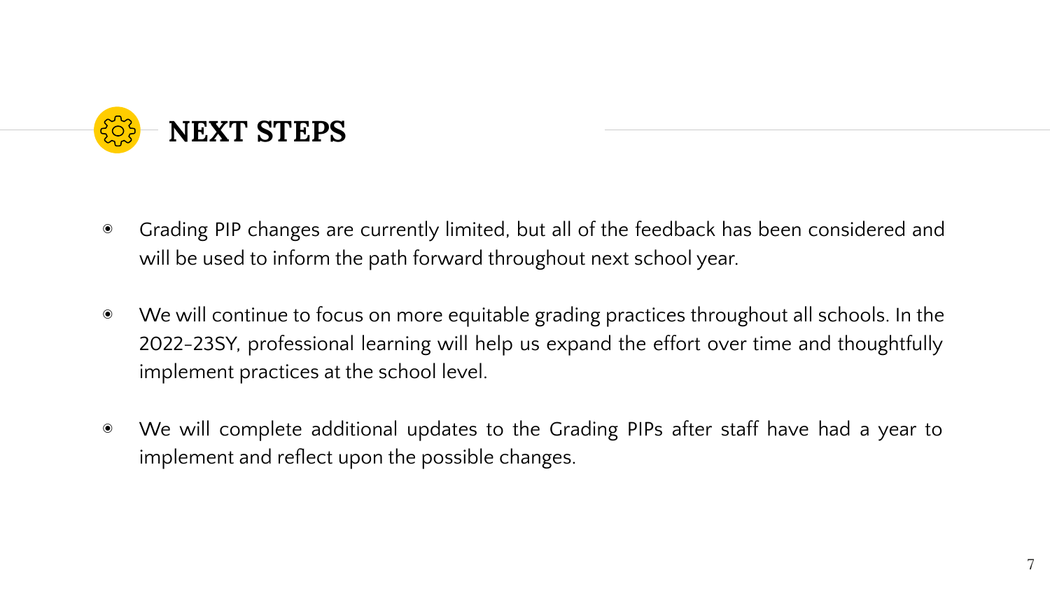# NEXT STEPS

- Grading PIP changes are currently limited, but all of the feedback has been considered and will be used to inform the path forward throughout next school year.
- We will continue to focus on more equitable grading practices throughout all schools. In the 2022-23SY, professional learning will help us expand the effort over time and thoughtfully implement practices at the school level.
- We will complete additional updates to the Grading PIPs after staff have had a year to implement and reflect upon the possible changes.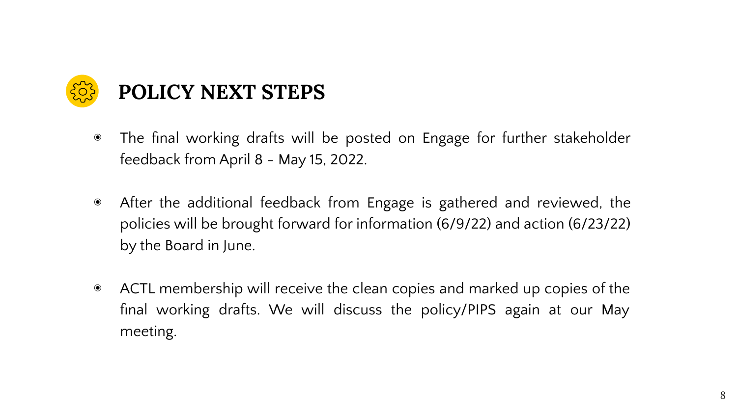# POLICY NEXT STEPS

- The final working drafts will be posted on Engage for further stakeholder feedback from April 8 - May 15, 2022.

- After the additional feedback from Engage is gathered and reviewed, the policies will be brought forward for information (6/9/22) and action (6/23/22) by the Board in June.

- ACTL membership will receive the clean copies and marked up copies of the final working drafts. We will discuss the policy/PIPS again at our May meeting.